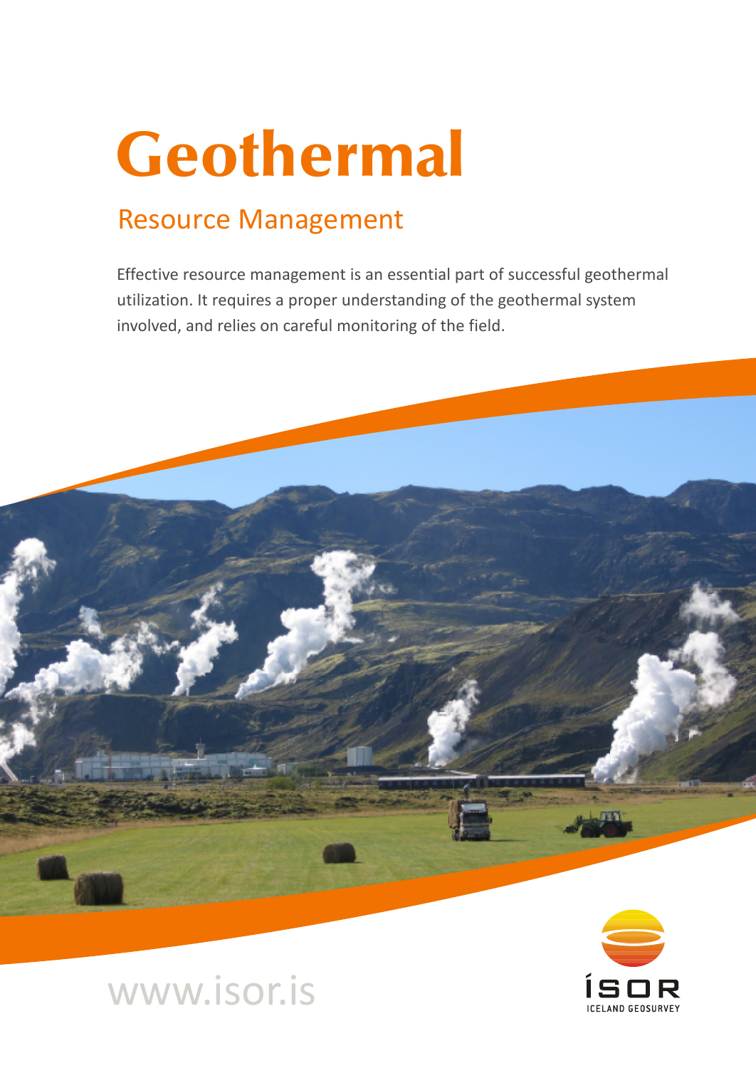# Geothermal

## Resource Management

Effective resource management is an essential part of successful geothermal utilization. It requires a proper understanding of the geothermal system involved, and relies on careful monitoring of the field.

www.isor.is

ÍSOR
ICELAND GEOSURVEY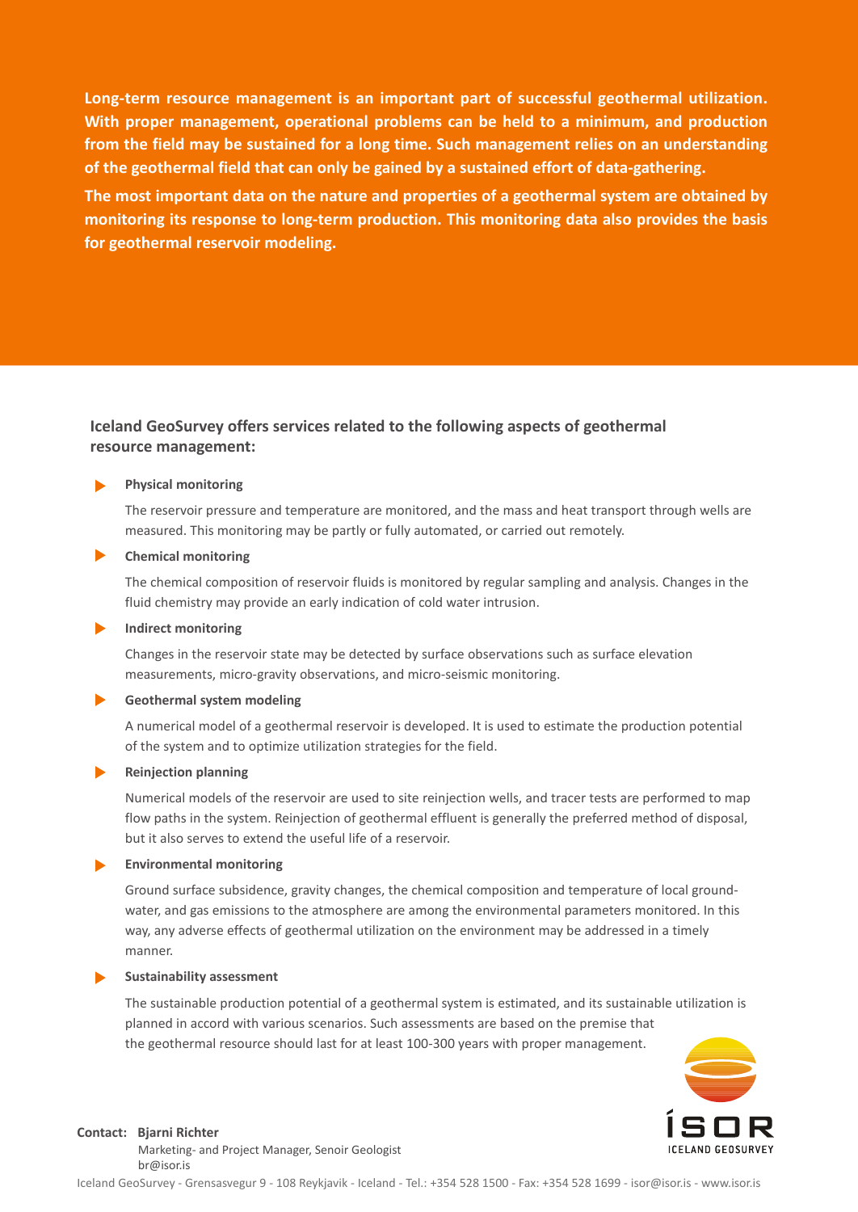**Long-term resource management is an important part of successful geothermal utilization. With proper management, operational problems can be held to a minimum, and production from the field may be sustained for a long time. Such management relies on an understanding of the geothermal field that can only be gained by a sustained effort of data-gathering.**

**The most important data on the nature and properties of a geothermal system are obtained by monitoring its response to long-term production. This monitoring data also provides the basis for geothermal reservoir modeling.**

## Iceland GeoSurvey offers services related to the following aspects of geothermal resource management:

- **Physical monitoring**

  The reservoir pressure and temperature are monitored, and the mass and heat transport through wells are measured. This monitoring may be partly or fully automated, or carried out remotely.

- **Chemical monitoring**

  The chemical composition of reservoir fluids is monitored by regular sampling and analysis. Changes in the fluid chemistry may provide an early indication of cold water intrusion.

- **Indirect monitoring**

  Changes in the reservoir state may be detected by surface observations such as surface elevation measurements, micro-gravity observations, and micro-seismic monitoring.

- **Geothermal system modeling**

  A numerical model of a geothermal reservoir is developed. It is used to estimate the production potential of the system and to optimize utilization strategies for the field.

- **Reinjection planning**

  Numerical models of the reservoir are used to site reinjection wells, and tracer tests are performed to map flow paths in the system. Reinjection of geothermal effluent is generally the preferred method of disposal, but it also serves to extend the useful life of a reservoir.

- **Environmental monitoring**

  Ground surface subsidence, gravity changes, the chemical composition and temperature of local ground-water, and gas emissions to the atmosphere are among the environmental parameters monitored. In this way, any adverse effects of geothermal utilization on the environment may be addressed in a timely manner.

- **Sustainability assessment**

  The sustainable production potential of a geothermal system is estimated, and its sustainable utilization is planned in accord with various scenarios. Such assessments are based on the premise that the geothermal resource should last for at least 100-300 years with proper management.

ÍSOR
ICELAND GEOSURVEY

**Contact:** **Bjarni Richter**
Marketing- and Project Manager, Senoir Geologist
br@isor.is

Iceland GeoSurvey - Grensasvegur 9 - 108 Reykjavik - Iceland - Tel.: +354 528 1500 - Fax: +354 528 1699 - isor@isor.is - www.isor.is